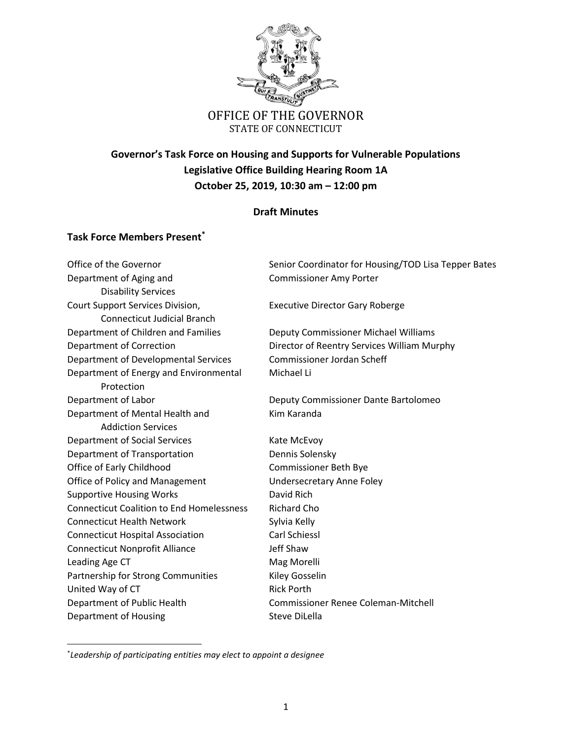OFFICE OF THE GOVERNOR
STATE OF CONNECTICUT

**Governor's Task Force on Housing and Supports for Vulnerable Populations**
**Legislative Office Building Hearing Room 1A**
**October 25, 2019, 10:30 am – 12:00 pm**

**Draft Minutes**

## Task Force Members Present[*]

| | |
|---|---|
| Office of the Governor | Senior Coordinator for Housing/TOD Lisa Tepper Bates |
| Department of Aging and Disability Services | Commissioner Amy Porter |
| Court Support Services Division, Connecticut Judicial Branch | Executive Director Gary Roberge |
| Department of Children and Families | Deputy Commissioner Michael Williams |
| Department of Correction | Director of Reentry Services William Murphy |
| Department of Developmental Services | Commissioner Jordan Scheff |
| Department of Energy and Environmental Protection | Michael Li |
| Department of Labor | Deputy Commissioner Dante Bartolomeo |
| Department of Mental Health and Addiction Services | Kim Karanda |
| Department of Social Services | Kate McEvoy |
| Department of Transportation | Dennis Solensky |
| Office of Early Childhood | Commissioner Beth Bye |
| Office of Policy and Management | Undersecretary Anne Foley |
| Supportive Housing Works | David Rich |
| Connecticut Coalition to End Homelessness | Richard Cho |
| Connecticut Health Network | Sylvia Kelly |
| Connecticut Hospital Association | Carl Schiessl |
| Connecticut Nonprofit Alliance | Jeff Shaw |
| Leading Age CT | Mag Morelli |
| Partnership for Strong Communities | Kiley Gosselin |
| United Way of CT | Rick Porth |
| Department of Public Health | Commissioner Renee Coleman-Mitchell |
| Department of Housing | Steve DiLella |

[*] *Leadership of participating entities may elect to appoint a designee*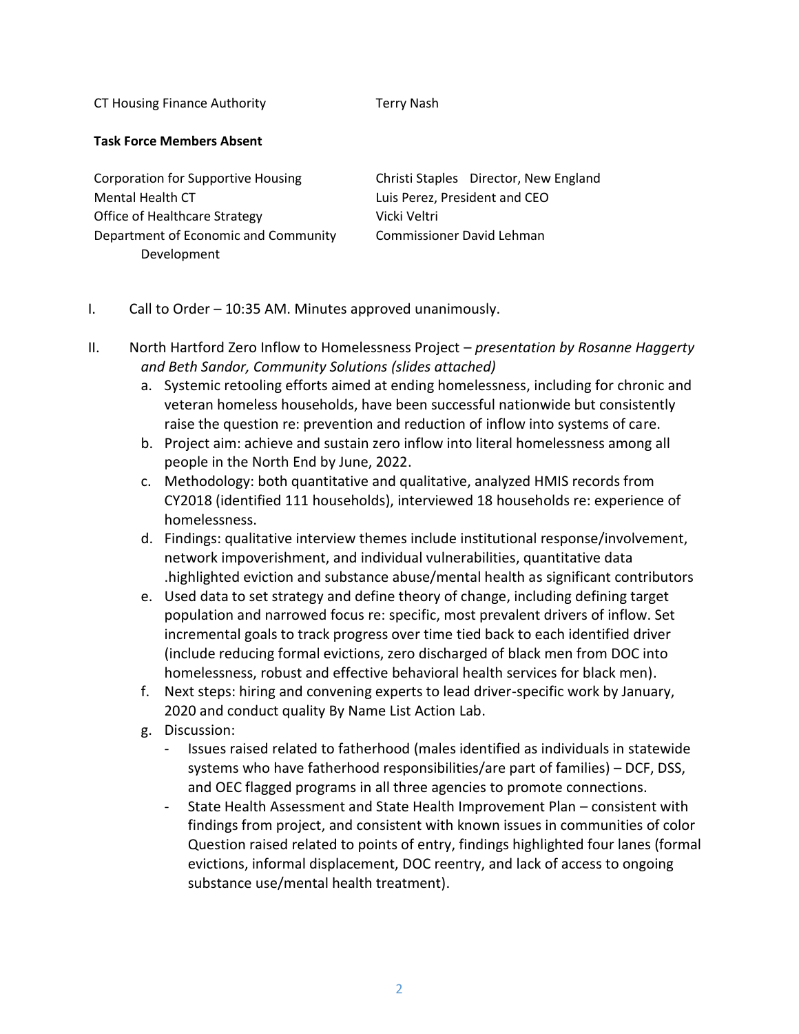| | |
|---|---|
| CT Housing Finance Authority | Terry Nash |

**Task Force Members Absent**

| | |
|---|---|
| Corporation for Supportive Housing | Christi Staples Director, New England |
| Mental Health CT | Luis Perez, President and CEO |
| Office of Healthcare Strategy | Vicki Veltri |
| Department of Economic and Community Development | Commissioner David Lehman |

I. Call to Order – 10:35 AM. Minutes approved unanimously.

II. North Hartford Zero Inflow to Homelessness Project – *presentation by Rosanne Haggerty and Beth Sandor, Community Solutions (slides attached)*

   a. Systemic retooling efforts aimed at ending homelessness, including for chronic and veteran homeless households, have been successful nationwide but consistently raise the question re: prevention and reduction of inflow into systems of care.

   b. Project aim: achieve and sustain zero inflow into literal homelessness among all people in the North End by June, 2022.

   c. Methodology: both quantitative and qualitative, analyzed HMIS records from CY2018 (identified 111 households), interviewed 18 households re: experience of homelessness.

   d. Findings: qualitative interview themes include institutional response/involvement, network impoverishment, and individual vulnerabilities, quantitative data .highlighted eviction and substance abuse/mental health as significant contributors

   e. Used data to set strategy and define theory of change, including defining target population and narrowed focus re: specific, most prevalent drivers of inflow. Set incremental goals to track progress over time tied back to each identified driver (include reducing formal evictions, zero discharged of black men from DOC into homelessness, robust and effective behavioral health services for black men).

   f. Next steps: hiring and convening experts to lead driver-specific work by January, 2020 and conduct quality By Name List Action Lab.

   g. Discussion:

      - Issues raised related to fatherhood (males identified as individuals in statewide systems who have fatherhood responsibilities/are part of families) – DCF, DSS, and OEC flagged programs in all three agencies to promote connections.
      - State Health Assessment and State Health Improvement Plan – consistent with findings from project, and consistent with known issues in communities of color Question raised related to points of entry, findings highlighted four lanes (formal evictions, informal displacement, DOC reentry, and lack of access to ongoing substance use/mental health treatment).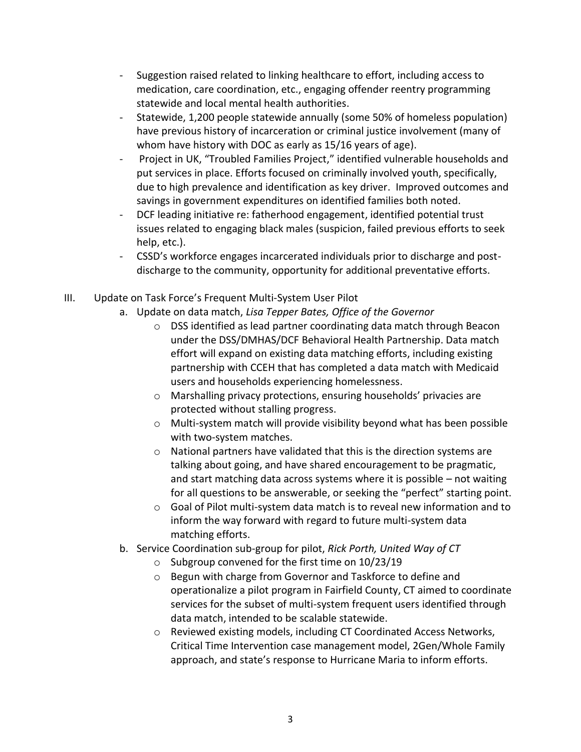- Suggestion raised related to linking healthcare to effort, including access to medication, care coordination, etc., engaging offender reentry programming statewide and local mental health authorities.
- Statewide, 1,200 people statewide annually (some 50% of homeless population) have previous history of incarceration or criminal justice involvement (many of whom have history with DOC as early as 15/16 years of age).
- Project in UK, "Troubled Families Project," identified vulnerable households and put services in place. Efforts focused on criminally involved youth, specifically, due to high prevalence and identification as key driver. Improved outcomes and savings in government expenditures on identified families both noted.
- DCF leading initiative re: fatherhood engagement, identified potential trust issues related to engaging black males (suspicion, failed previous efforts to seek help, etc.).
- CSSD's workforce engages incarcerated individuals prior to discharge and post-discharge to the community, opportunity for additional preventative efforts.

III. Update on Task Force's Frequent Multi-System User Pilot

a. Update on data match, *Lisa Tepper Bates, Office of the Governor*
   - DSS identified as lead partner coordinating data match through Beacon under the DSS/DMHAS/DCF Behavioral Health Partnership. Data match effort will expand on existing data matching efforts, including existing partnership with CCEH that has completed a data match with Medicaid users and households experiencing homelessness.
   - Marshalling privacy protections, ensuring households' privacies are protected without stalling progress.
   - Multi-system match will provide visibility beyond what has been possible with two-system matches.
   - National partners have validated that this is the direction systems are talking about going, and have shared encouragement to be pragmatic, and start matching data across systems where it is possible – not waiting for all questions to be answerable, or seeking the "perfect" starting point.
   - Goal of Pilot multi-system data match is to reveal new information and to inform the way forward with regard to future multi-system data matching efforts.

b. Service Coordination sub-group for pilot, *Rick Porth, United Way of CT*
   - Subgroup convened for the first time on 10/23/19
   - Begun with charge from Governor and Taskforce to define and operationalize a pilot program in Fairfield County, CT aimed to coordinate services for the subset of multi-system frequent users identified through data match, intended to be scalable statewide.
   - Reviewed existing models, including CT Coordinated Access Networks, Critical Time Intervention case management model, 2Gen/Whole Family approach, and state's response to Hurricane Maria to inform efforts.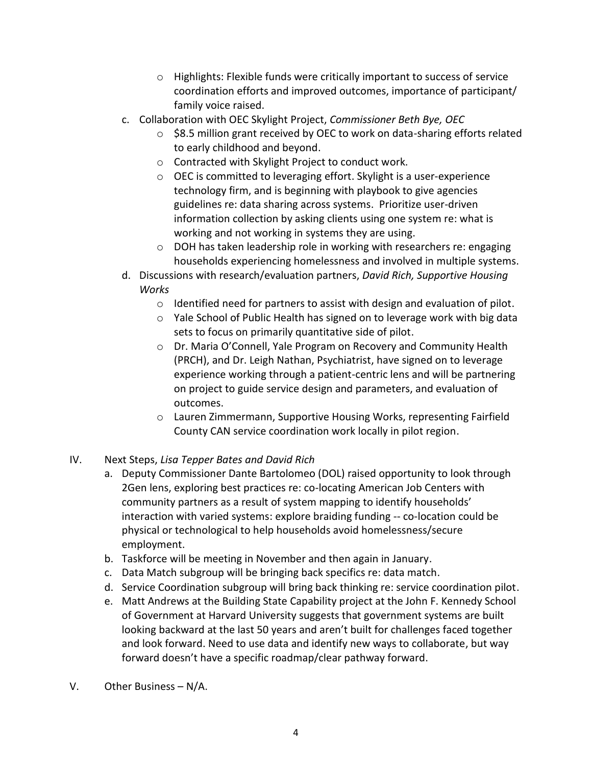- Highlights: Flexible funds were critically important to success of service coordination efforts and improved outcomes, importance of participant/ family voice raised.

c. Collaboration with OEC Skylight Project, *Commissioner Beth Bye, OEC*
   - $8.5 million grant received by OEC to work on data-sharing efforts related to early childhood and beyond.
   - Contracted with Skylight Project to conduct work.
   - OEC is committed to leveraging effort. Skylight is a user-experience technology firm, and is beginning with playbook to give agencies guidelines re: data sharing across systems. Prioritize user-driven information collection by asking clients using one system re: what is working and not working in systems they are using.
   - DOH has taken leadership role in working with researchers re: engaging households experiencing homelessness and involved in multiple systems.

d. Discussions with research/evaluation partners, *David Rich, Supportive Housing Works*
   - Identified need for partners to assist with design and evaluation of pilot.
   - Yale School of Public Health has signed on to leverage work with big data sets to focus on primarily quantitative side of pilot.
   - Dr. Maria O'Connell, Yale Program on Recovery and Community Health (PRCH), and Dr. Leigh Nathan, Psychiatrist, have signed on to leverage experience working through a patient-centric lens and will be partnering on project to guide service design and parameters, and evaluation of outcomes.
   - Lauren Zimmermann, Supportive Housing Works, representing Fairfield County CAN service coordination work locally in pilot region.

IV. Next Steps, *Lisa Tepper Bates and David Rich*

a. Deputy Commissioner Dante Bartolomeo (DOL) raised opportunity to look through 2Gen lens, exploring best practices re: co-locating American Job Centers with community partners as a result of system mapping to identify households' interaction with varied systems: explore braiding funding -- co-location could be physical or technological to help households avoid homelessness/secure employment.

b. Taskforce will be meeting in November and then again in January.

c. Data Match subgroup will be bringing back specifics re: data match.

d. Service Coordination subgroup will bring back thinking re: service coordination pilot.

e. Matt Andrews at the Building State Capability project at the John F. Kennedy School of Government at Harvard University suggests that government systems are built looking backward at the last 50 years and aren't built for challenges faced together and look forward. Need to use data and identify new ways to collaborate, but way forward doesn't have a specific roadmap/clear pathway forward.

V. Other Business – N/A.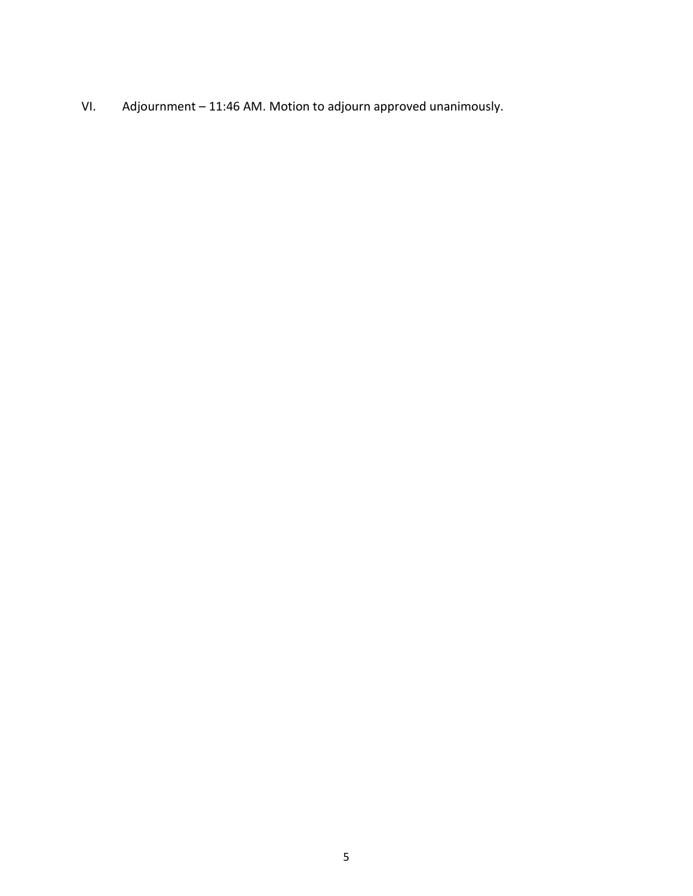VI. Adjournment – 11:46 AM. Motion to adjourn approved unanimously.